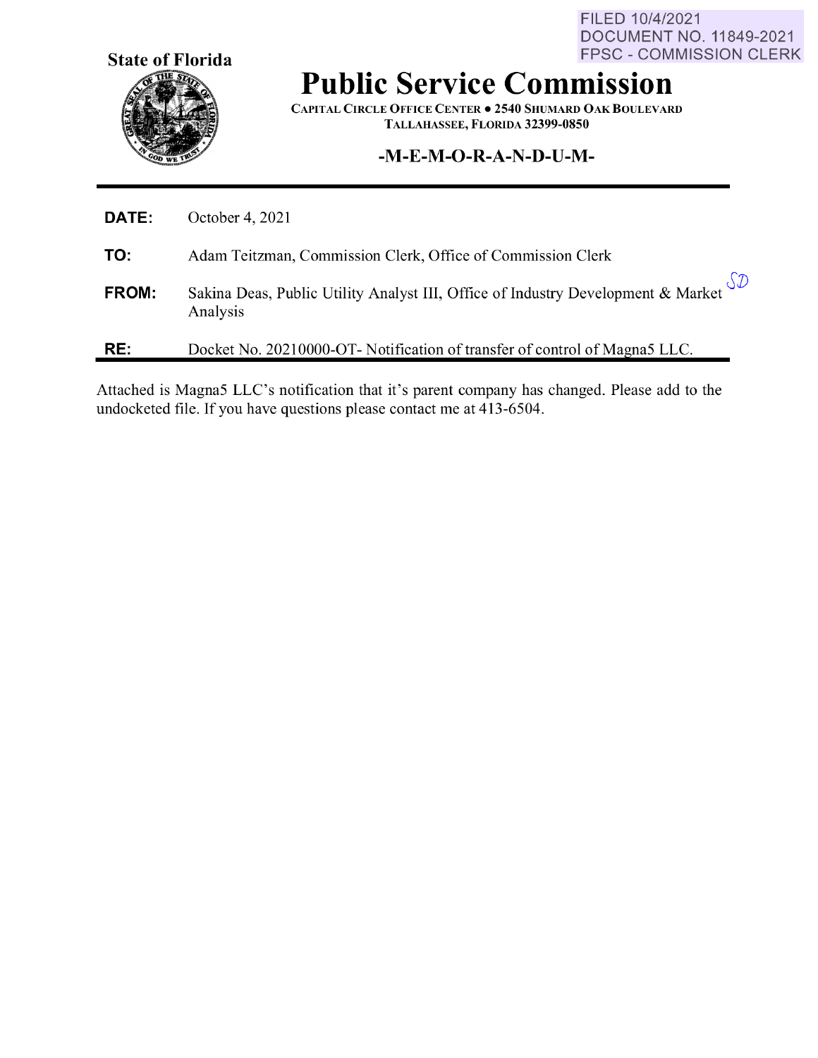FILED 10/4/2021
DOCUMENT NO. 11849-2021
FPSC - COMMISSION CLERK

**State of Florida**

# Public Service Commission

CAPITAL CIRCLE OFFICE CENTER ● 2540 SHUMARD OAK BOULEVARD
TALLAHASSEE, FLORIDA 32399-0850

**-M-E-M-O-R-A-N-D-U-M-**

**DATE:** October 4, 2021

**TO:** Adam Teitzman, Commission Clerk, Office of Commission Clerk

**FROM:** Sakina Deas, Public Utility Analyst III, Office of Industry Development & Market Analysis SD

**RE:** Docket No. 20210000-OT- Notification of transfer of control of Magna5 LLC.

Attached is Magna5 LLC's notification that it's parent company has changed. Please add to the undocketed file. If you have questions please contact me at 413-6504.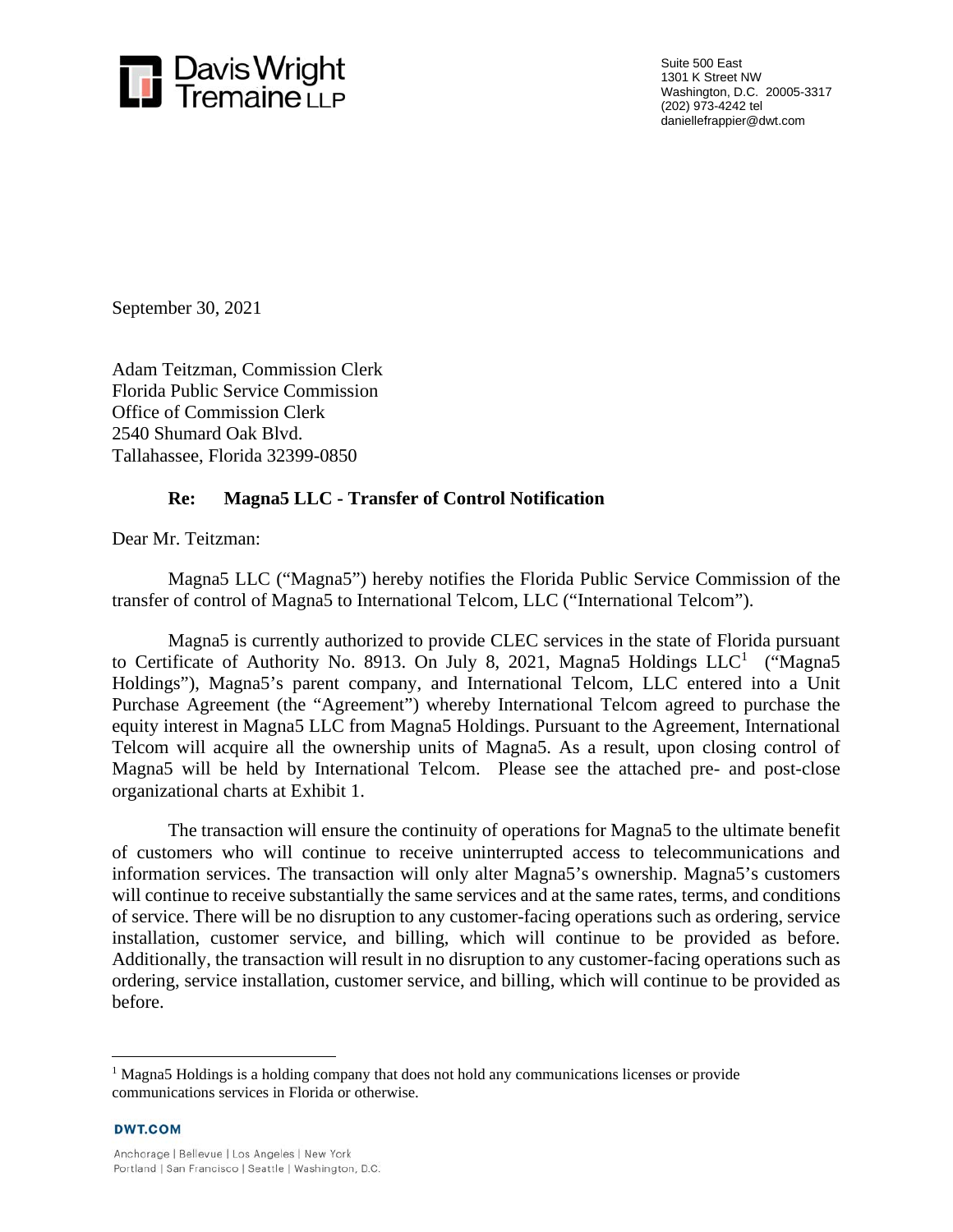Suite 500 East
1301 K Street NW
Washington, D.C. 20005-3317
(202) 973-4242 tel
daniellefrappier@dwt.com

September 30, 2021

Adam Teitzman, Commission Clerk
Florida Public Service Commission
Office of Commission Clerk
2540 Shumard Oak Blvd.
Tallahassee, Florida 32399-0850

**Re: Magna5 LLC - Transfer of Control Notification**

Dear Mr. Teitzman:

Magna5 LLC ("Magna5") hereby notifies the Florida Public Service Commission of the transfer of control of Magna5 to International Telcom, LLC ("International Telcom").

Magna5 is currently authorized to provide CLEC services in the state of Florida pursuant to Certificate of Authority No. 8913. On July 8, 2021, Magna5 Holdings LLC[1] ("Magna5 Holdings"), Magna5's parent company, and International Telcom, LLC entered into a Unit Purchase Agreement (the "Agreement") whereby International Telcom agreed to purchase the equity interest in Magna5 LLC from Magna5 Holdings. Pursuant to the Agreement, International Telcom will acquire all the ownership units of Magna5. As a result, upon closing control of Magna5 will be held by International Telcom. Please see the attached pre- and post-close organizational charts at Exhibit 1.

The transaction will ensure the continuity of operations for Magna5 to the ultimate benefit of customers who will continue to receive uninterrupted access to telecommunications and information services. The transaction will only alter Magna5's ownership. Magna5's customers will continue to receive substantially the same services and at the same rates, terms, and conditions of service. There will be no disruption to any customer-facing operations such as ordering, service installation, customer service, and billing, which will continue to be provided as before. Additionally, the transaction will result in no disruption to any customer-facing operations such as ordering, service installation, customer service, and billing, which will continue to be provided as before.

---

[1] Magna5 Holdings is a holding company that does not hold any communications licenses or provide communications services in Florida or otherwise.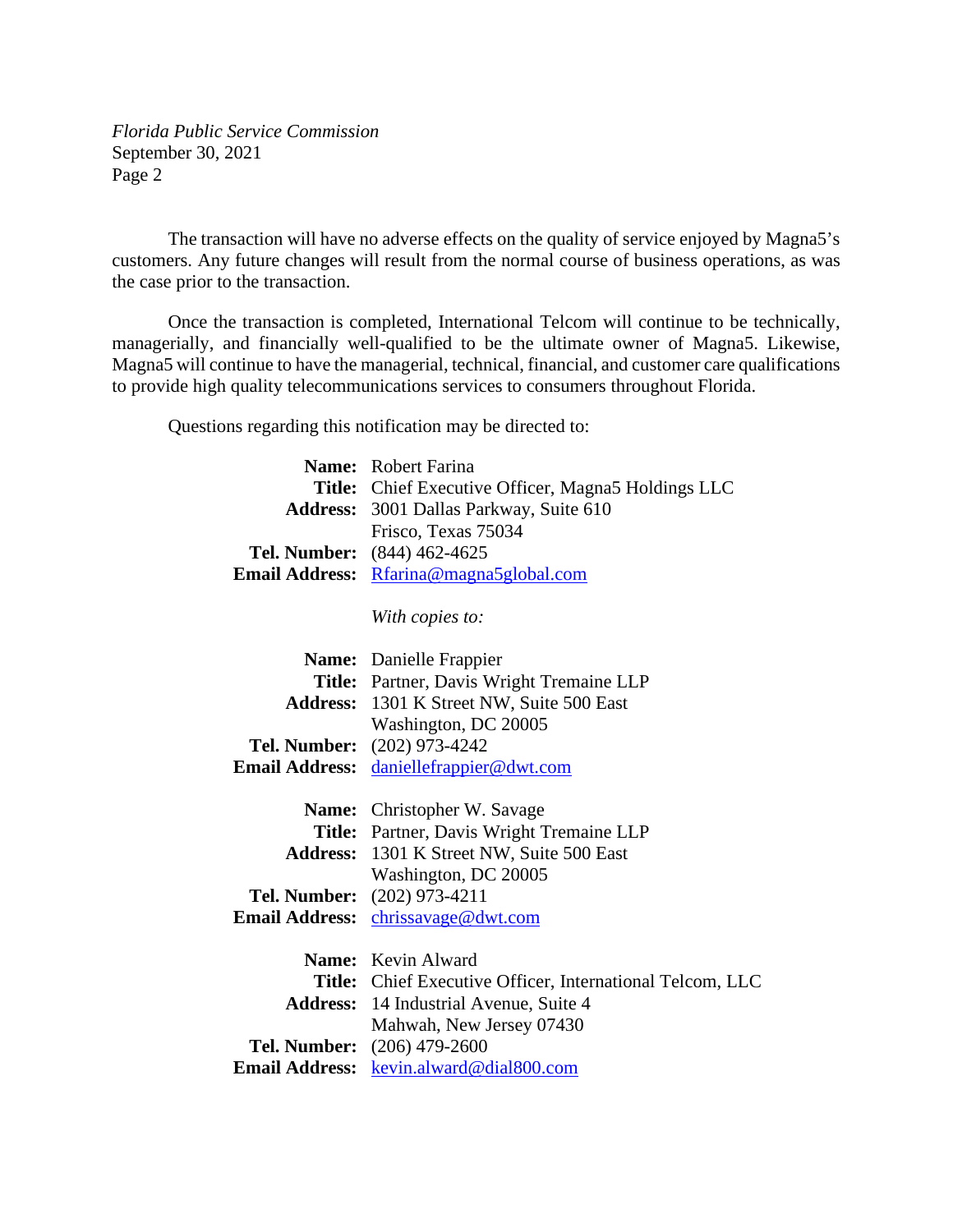The transaction will have no adverse effects on the quality of service enjoyed by Magna5's customers. Any future changes will result from the normal course of business operations, as was the case prior to the transaction.

Once the transaction is completed, International Telcom will continue to be technically, managerially, and financially well-qualified to be the ultimate owner of Magna5. Likewise, Magna5 will continue to have the managerial, technical, financial, and customer care qualifications to provide high quality telecommunications services to consumers throughout Florida.

Questions regarding this notification may be directed to:

**Name:** Robert Farina
**Title:** Chief Executive Officer, Magna5 Holdings LLC
**Address:** 3001 Dallas Parkway, Suite 610
Frisco, Texas 75034
**Tel. Number:** (844) 462-4625
**Email Address:** Rfarina@magna5global.com

*With copies to:*

**Name:** Danielle Frappier
**Title:** Partner, Davis Wright Tremaine LLP
**Address:** 1301 K Street NW, Suite 500 East
Washington, DC 20005
**Tel. Number:** (202) 973-4242
**Email Address:** daniellefrappier@dwt.com

**Name:** Christopher W. Savage
**Title:** Partner, Davis Wright Tremaine LLP
**Address:** 1301 K Street NW, Suite 500 East
Washington, DC 20005
**Tel. Number:** (202) 973-4211
**Email Address:** chrissavage@dwt.com

**Name:** Kevin Alward
**Title:** Chief Executive Officer, International Telcom, LLC
**Address:** 14 Industrial Avenue, Suite 4
Mahwah, New Jersey 07430
**Tel. Number:** (206) 479-2600
**Email Address:** kevin.alward@dial800.com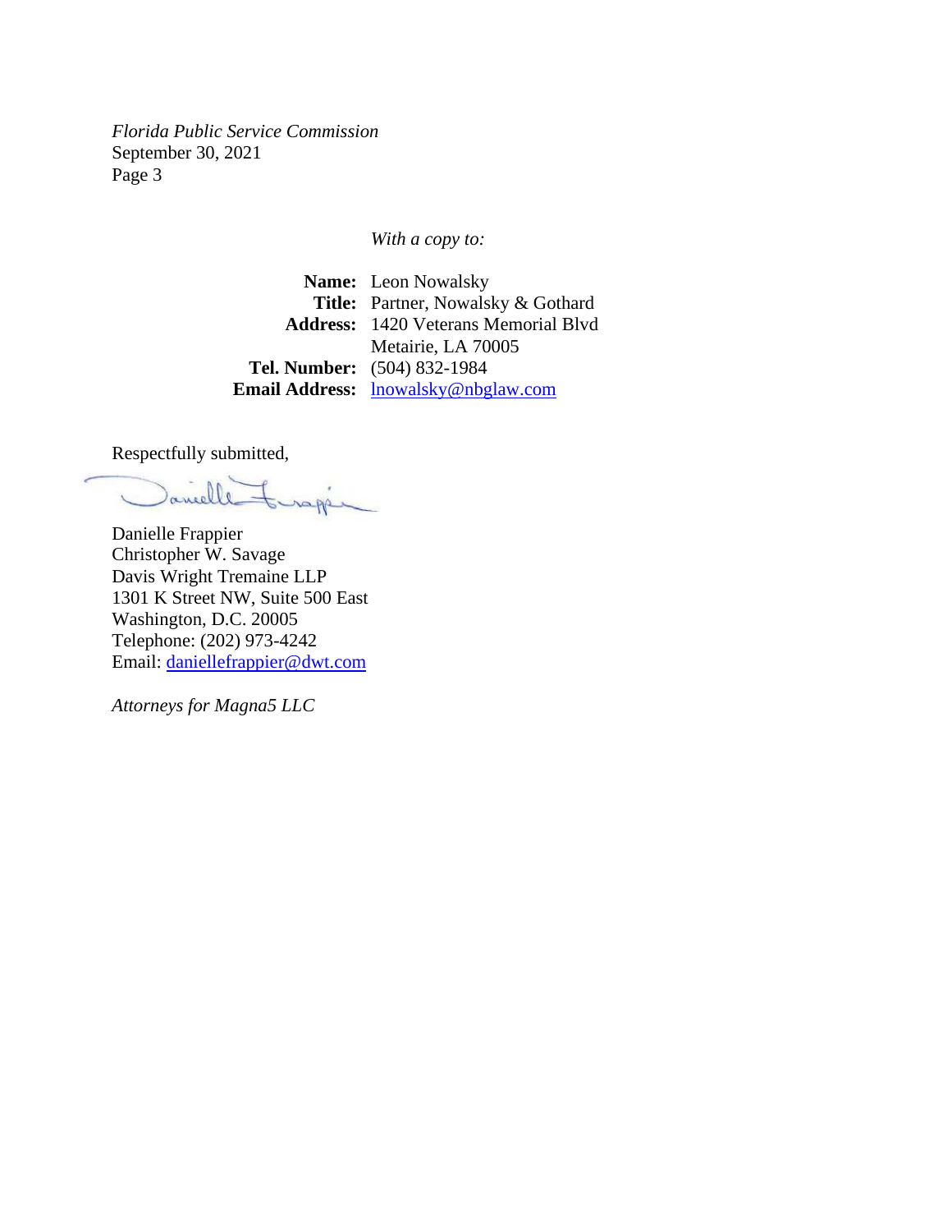*With a copy to:*

| | |
|---|---|
| **Name:** | Leon Nowalsky |
| **Title:** | Partner, Nowalsky & Gothard |
| **Address:** | 1420 Veterans Memorial Blvd<br>Metairie, LA 70005 |
| **Tel. Number:** | (504) 832-1984 |
| **Email Address:** | lnowalsky@nbglaw.com |

Respectfully submitted,

Danielle Frappier
Christopher W. Savage
Davis Wright Tremaine LLP
1301 K Street NW, Suite 500 East
Washington, D.C. 20005
Telephone: (202) 973-4242
Email: daniellefrappier@dwt.com

*Attorneys for Magna5 LLC*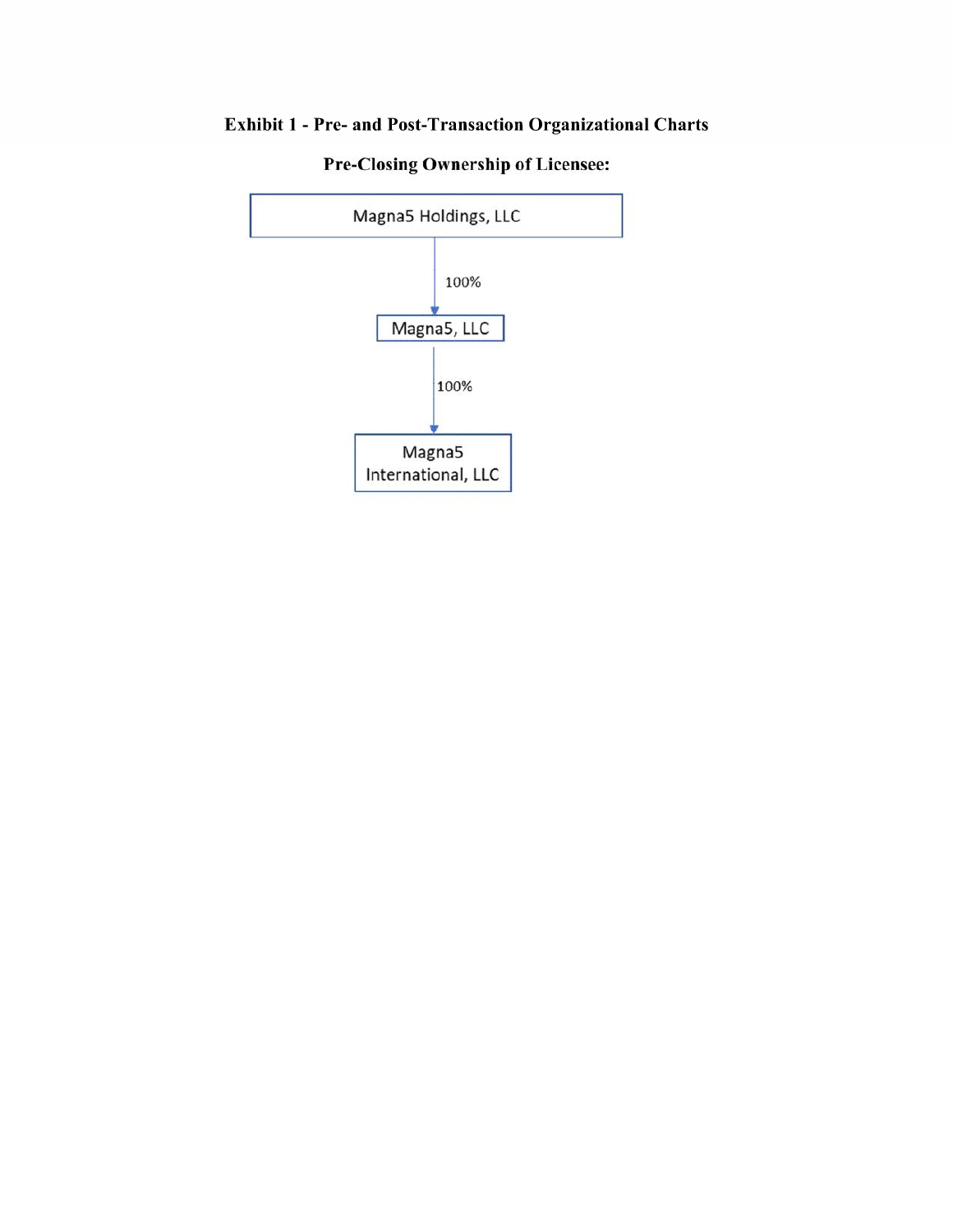# Exhibit 1 - Pre- and Post-Transaction Organizational Charts

## Pre-Closing Ownership of Licensee:

Magna5 Holdings, LLC

↓ 100%

Magna5, LLC

↓ 100%

Magna5 International, LLC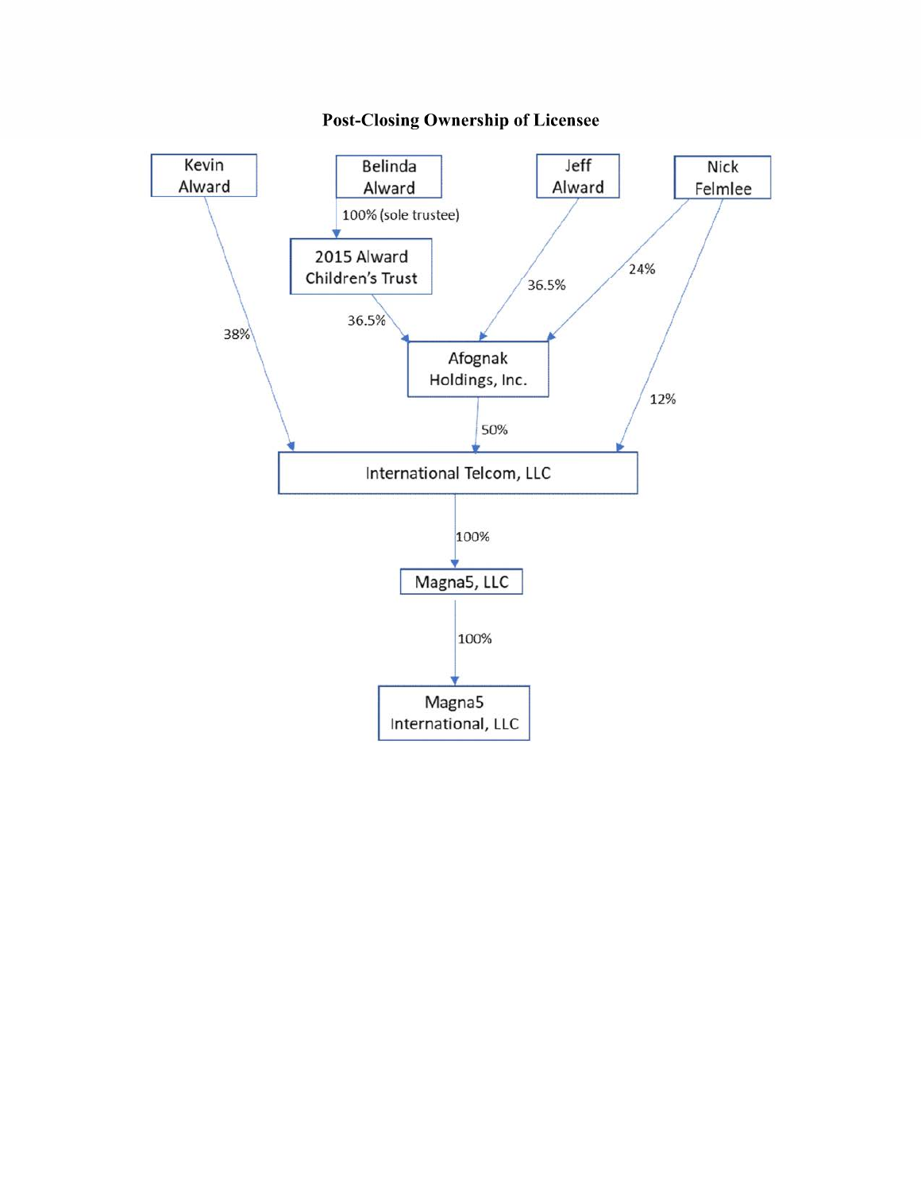**Post-Closing Ownership of Licensee**

Kevin Alward

Belinda Alward

Jeff Alward

Nick Felmlee

100% (sole trustee)

2015 Alward Children's Trust

36.5%

36.5%

24%

38%

Afognak Holdings, Inc.

12%

50%

International Telcom, LLC

100%

Magna5, LLC

100%

Magna5 International, LLC